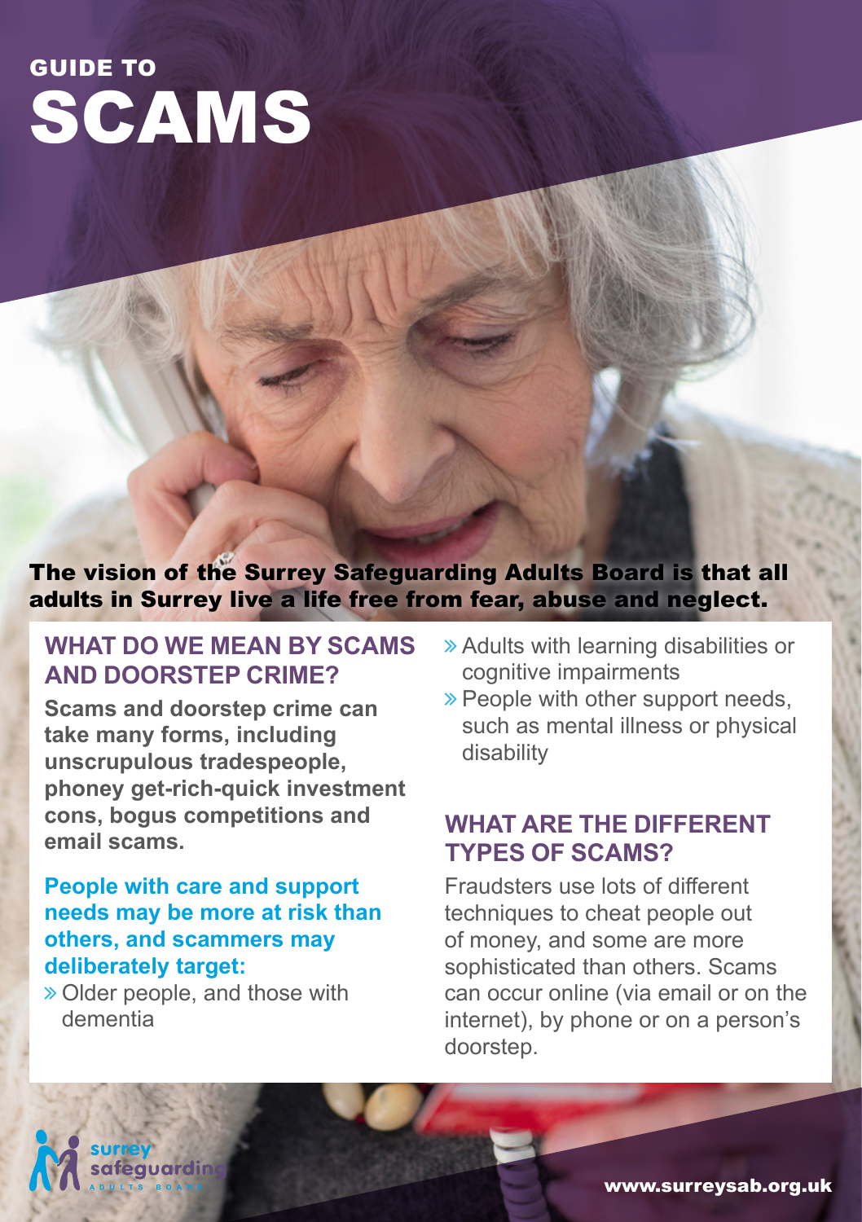# GUIDE TO SCAMS

**The vision of the Surrey Safeguarding Adults Board is that all adults in Surrey live a life free from fear, abuse and neglect.**

## WHAT DO WE MEAN BY SCAMS AND DOORSTEP CRIME?

**Scams and doorstep crime can take many forms, including unscrupulous tradespeople, phoney get-rich-quick investment cons, bogus competitions and email scams.**

**People with care and support needs may be more at risk than others, and scammers may deliberately target:**

- Older people, and those with dementia
- Adults with learning disabilities or cognitive impairments
- People with other support needs, such as mental illness or physical disability

## WHAT ARE THE DIFFERENT TYPES OF SCAMS?

Fraudsters use lots of different techniques to cheat people out of money, and some are more sophisticated than others. Scams can occur online (via email or on the internet), by phone or on a person's doorstep.

surrey safeguarding ADULTS BOARD

www.surreysab.org.uk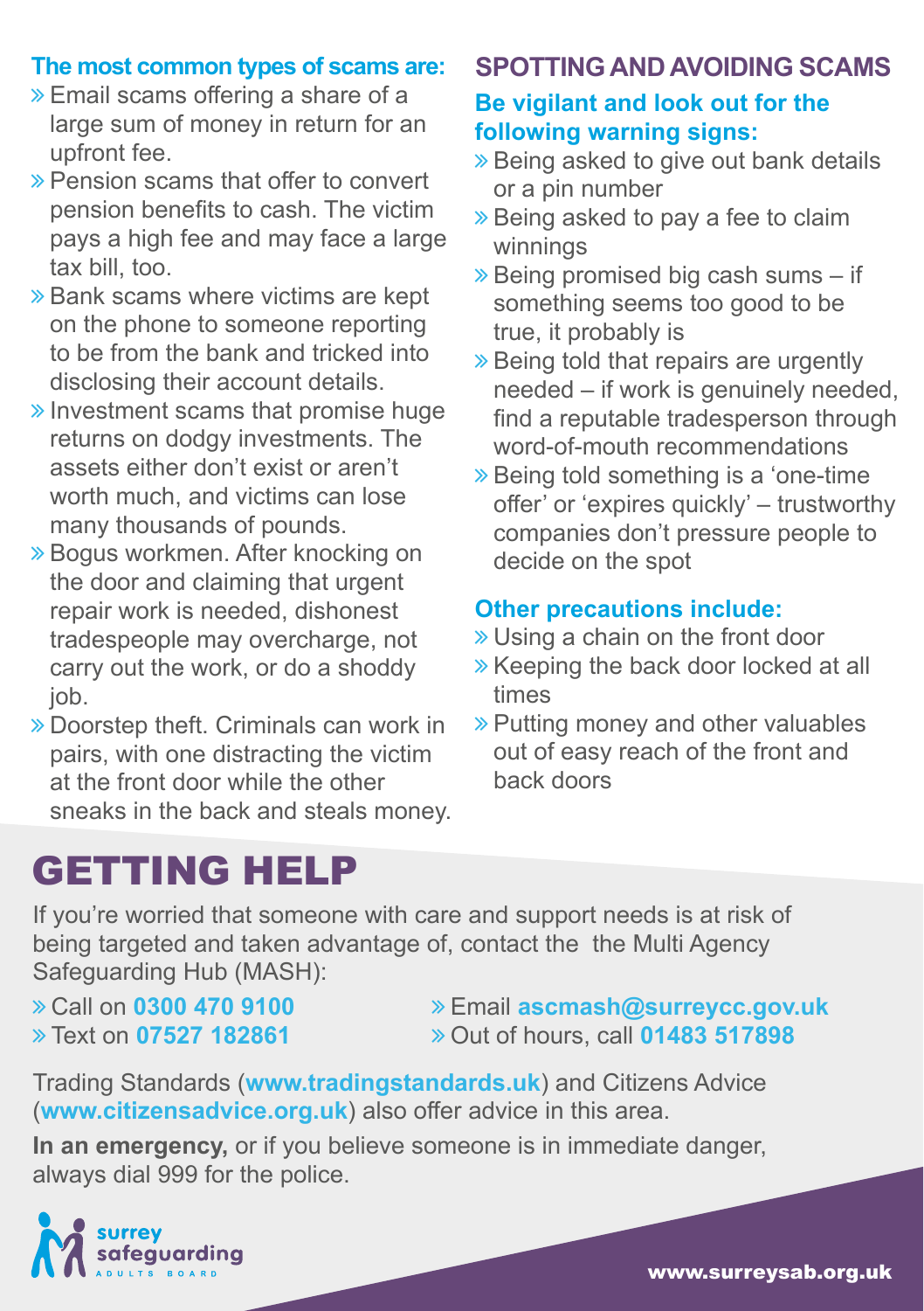**The most common types of scams are:**

- Email scams offering a share of a large sum of money in return for an upfront fee.
- Pension scams that offer to convert pension benefits to cash. The victim pays a high fee and may face a large tax bill, too.
- Bank scams where victims are kept on the phone to someone reporting to be from the bank and tricked into disclosing their account details.
- Investment scams that promise huge returns on dodgy investments. The assets either don't exist or aren't worth much, and victims can lose many thousands of pounds.
- Bogus workmen. After knocking on the door and claiming that urgent repair work is needed, dishonest tradespeople may overcharge, not carry out the work, or do a shoddy job.
- Doorstep theft. Criminals can work in pairs, with one distracting the victim at the front door while the other sneaks in the back and steals money.

## SPOTTING AND AVOIDING SCAMS

**Be vigilant and look out for the following warning signs:**

- Being asked to give out bank details or a pin number
- Being asked to pay a fee to claim winnings
- Being promised big cash sums – if something seems too good to be true, it probably is
- Being told that repairs are urgently needed – if work is genuinely needed, find a reputable tradesperson through word-of-mouth recommendations
- Being told something is a 'one-time offer' or 'expires quickly' – trustworthy companies don't pressure people to decide on the spot

**Other precautions include:**

- Using a chain on the front door
- Keeping the back door locked at all times
- Putting money and other valuables out of easy reach of the front and back doors

# GETTING HELP

If you're worried that someone with care and support needs is at risk of being targeted and taken advantage of, contact the the Multi Agency Safeguarding Hub (MASH):

- Call on **0300 470 9100**
- Text on **07527 182861**
- Email **ascmash@surreycc.gov.uk**
- Out of hours, call **01483 517898**

Trading Standards (**www.tradingstandards.uk**) and Citizens Advice (**www.citizensadvice.org.uk**) also offer advice in this area.

**In an emergency,** or if you believe someone is in immediate danger, always dial 999 for the police.

surrey safeguarding ADULTS BOARD

www.surreysab.org.uk